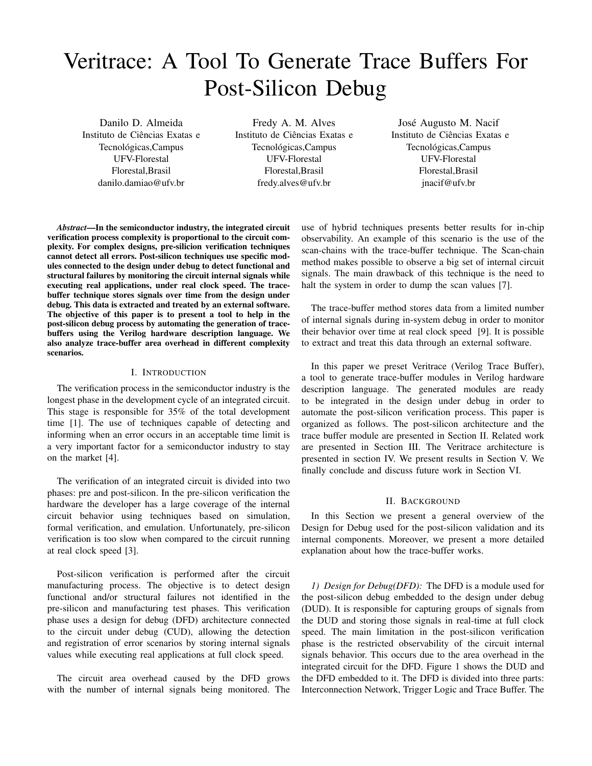# Veritrace: A Tool To Generate Trace Buffers For Post-Silicon Debug

Danilo D. Almeida
Instituto de Ciências Exatas e Tecnológicas,Campus UFV-Florestal
Florestal,Brasil
danilo.damiao@ufv.br

Fredy A. M. Alves
Instituto de Ciências Exatas e Tecnológicas,Campus UFV-Florestal
Florestal,Brasil
fredy.alves@ufv.br

José Augusto M. Nacif
Instituto de Ciências Exatas e Tecnológicas,Campus UFV-Florestal
Florestal,Brasil
jnacif@ufv.br

***Abstract*—In the semiconductor industry, the integrated circuit verification process complexity is proportional to the circuit complexity. For complex designs, pre-silicion verification techniques cannot detect all errors. Post-silicon techniques use specific modules connected to the design under debug to detect functional and structural failures by monitoring the circuit internal signals while executing real applications, under real clock speed. The trace-buffer technique stores signals over time from the design under debug. This data is extracted and treated by an external software. The objective of this paper is to present a tool to help in the post-silicon debug process by automating the generation of trace-buffers using the Verilog hardware description language. We also analyze trace-buffer area overhead in different complexity scenarios.**

## I. Introduction

The verification process in the semiconductor industry is the longest phase in the development cycle of an integrated circuit. This stage is responsible for 35% of the total development time [1]. The use of techniques capable of detecting and informing when an error occurs in an acceptable time limit is a very important factor for a semiconductor industry to stay on the market [4].

The verification of an integrated circuit is divided into two phases: pre and post-silicon. In the pre-silicon verification the hardware the developer has a large coverage of the internal circuit behavior using techniques based on simulation, formal verification, and emulation. Unfortunately, pre-silicon verification is too slow when compared to the circuit running at real clock speed [3].

Post-silicon verification is performed after the circuit manufacturing process. The objective is to detect design functional and/or structural failures not identified in the pre-silicon and manufacturing test phases. This verification phase uses a design for debug (DFD) architecture connected to the circuit under debug (CUD), allowing the detection and registration of error scenarios by storing internal signals values while executing real applications at full clock speed.

The circuit area overhead caused by the DFD grows with the number of internal signals being monitored. The use of hybrid techniques presents better results for in-chip observability. An example of this scenario is the use of the scan-chains with the trace-buffer technique. The Scan-chain method makes possible to observe a big set of internal circuit signals. The main drawback of this technique is the need to halt the system in order to dump the scan values [7].

The trace-buffer method stores data from a limited number of internal signals during in-system debug in order to monitor their behavior over time at real clock speed [9]. It is possible to extract and treat this data through an external software.

In this paper we preset Veritrace (Verilog Trace Buffer), a tool to generate trace-buffer modules in Verilog hardware description language. The generated modules are ready to be integrated in the design under debug in order to automate the post-silicon verification process. This paper is organized as follows. The post-silicon architecture and the trace buffer module are presented in Section II. Related work are presented in Section III. The Veritrace architecture is presented in section IV. We present results in Section V. We finally conclude and discuss future work in Section VI.

## II. Background

In this Section we present a general overview of the Design for Debug used for the post-silicon validation and its internal components. Moreover, we present a more detailed explanation about how the trace-buffer works.

*1) Design for Debug(DFD):* The DFD is a module used for the post-silicon debug embedded to the design under debug (DUD). It is responsible for capturing groups of signals from the DUD and storing those signals in real-time at full clock speed. The main limitation in the post-silicon verification phase is the restricted observability of the circuit internal signals behavior. This occurs due to the area overhead in the integrated circuit for the DFD. Figure 1 shows the DUD and the DFD embedded to it. The DFD is divided into three parts: Interconnection Network, Trigger Logic and Trace Buffer. The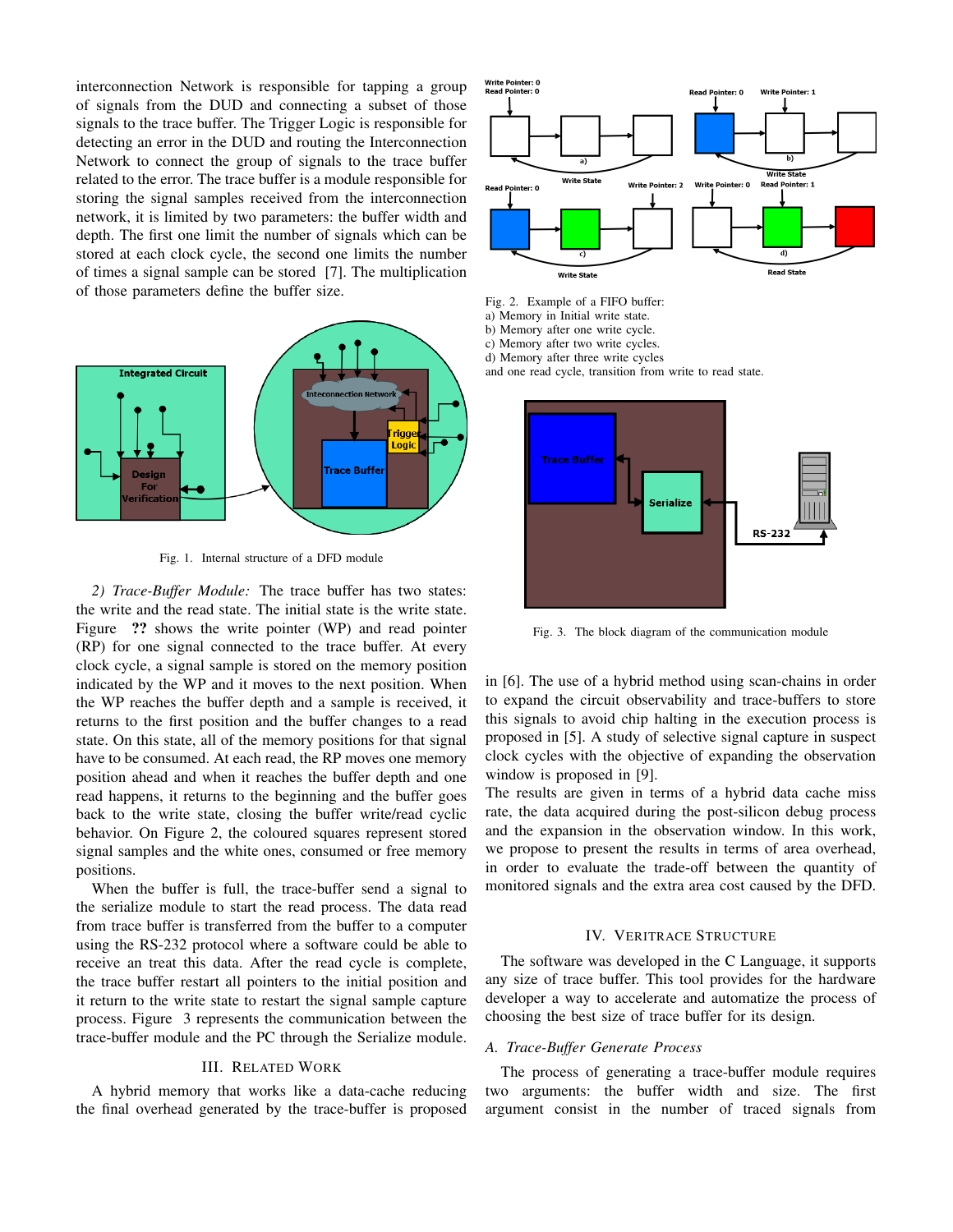interconnection Network is responsible for tapping a group of signals from the DUD and connecting a subset of those signals to the trace buffer. The Trigger Logic is responsible for detecting an error in the DUD and routing the Interconnection Network to connect the group of signals to the trace buffer related to the error. The trace buffer is a module responsible for storing the signal samples received from the interconnection network, it is limited by two parameters: the buffer width and depth. The first one limit the number of signals which can be stored at each clock cycle, the second one limits the number of times a signal sample can be stored [7]. The multiplication of those parameters define the buffer size.

Fig. 1. Internal structure of a DFD module

*2) Trace-Buffer Module:* The trace buffer has two states: the write and the read state. The initial state is the write state. Figure **??** shows the write pointer (WP) and read pointer (RP) for one signal connected to the trace buffer. At every clock cycle, a signal sample is stored on the memory position indicated by the WP and it moves to the next position. When the WP reaches the buffer depth and a sample is received, it returns to the first position and the buffer changes to a read state. On this state, all of the memory positions for that signal have to be consumed. At each read, the RP moves one memory position ahead and when it reaches the buffer depth and one read happens, it returns to the beginning and the buffer goes back to the write state, closing the buffer write/read cyclic behavior. On Figure 2, the coloured squares represent stored signal samples and the white ones, consumed or free memory positions.

When the buffer is full, the trace-buffer send a signal to the serialize module to start the read process. The data read from trace buffer is transferred from the buffer to a computer using the RS-232 protocol where a software could be able to receive an treat this data. After the read cycle is complete, the trace buffer restart all pointers to the initial position and it return to the write state to restart the signal sample capture process. Figure 3 represents the communication between the trace-buffer module and the PC through the Serialize module.

Fig. 2. Example of a FIFO buffer:
a) Memory in Initial write state.
b) Memory after one write cycle.
c) Memory after two write cycles.
d) Memory after three write cycles
and one read cycle, transition from write to read state.

Fig. 3. The block diagram of the communication module

## III. Related Work

A hybrid memory that works like a data-cache reducing the final overhead generated by the trace-buffer is proposed in [6]. The use of a hybrid method using scan-chains in order to expand the circuit observability and trace-buffers to store this signals to avoid chip halting in the execution process is proposed in [5]. A study of selective signal capture in suspect clock cycles with the objective of expanding the observation window is proposed in [9].

The results are given in terms of a hybrid data cache miss rate, the data acquired during the post-silicon debug process and the expansion in the observation window. In this work, we propose to present the results in terms of area overhead, in order to evaluate the trade-off between the quantity of monitored signals and the extra area cost caused by the DFD.

## IV. Veritrace Structure

The software was developed in the C Language, it supports any size of trace buffer. This tool provides for the hardware developer a way to accelerate and automatize the process of choosing the best size of trace buffer for its design.

### A. Trace-Buffer Generate Process

The process of generating a trace-buffer module requires two arguments: the buffer width and size. The first argument consist in the number of traced signals from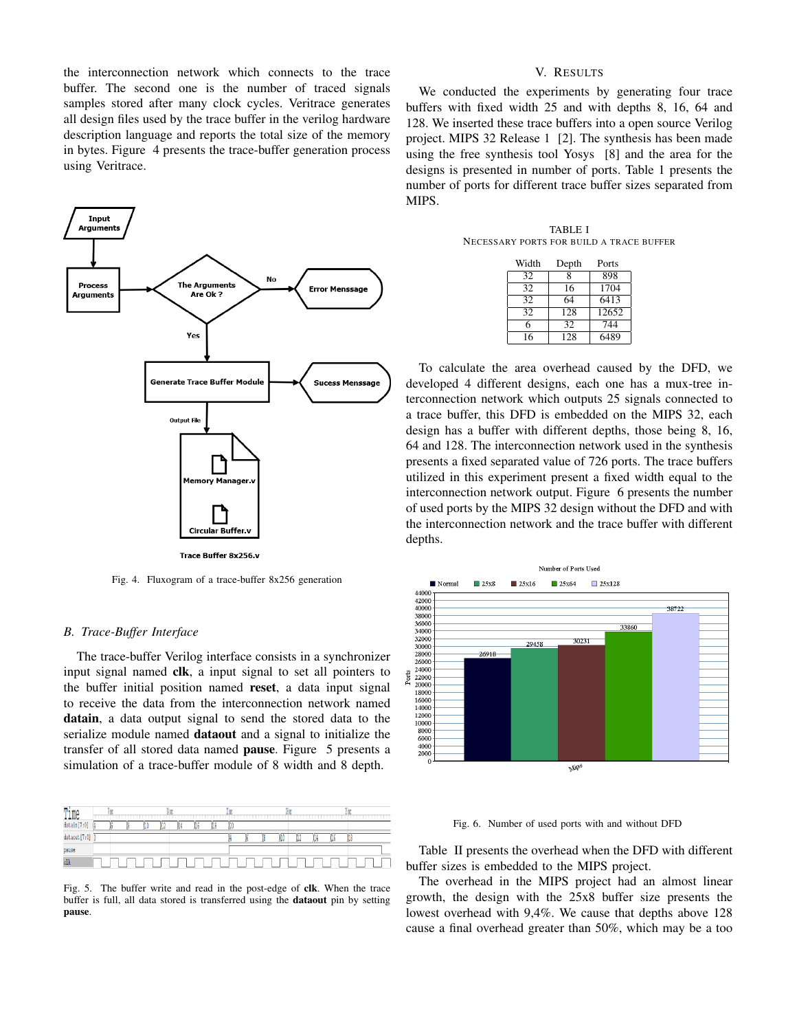the interconnection network which connects to the trace buffer. The second one is the number of traced signals samples stored after many clock cycles. Veritrace generates all design files used by the trace buffer in the verilog hardware description language and reports the total size of the memory in bytes. Figure 4 presents the trace-buffer generation process using Veritrace.

Fig. 4. Fluxogram of a trace-buffer 8x256 generation

### B. Trace-Buffer Interface

The trace-buffer Verilog interface consists in a synchronizer input signal named **clk**, a input signal to set all pointers to the buffer initial position named **reset**, a data input signal to receive the data from the interconnection network named **datain**, a data output signal to send the stored data to the serialize module named **dataout** and a signal to initialize the transfer of all stored data named **pause**. Figure 5 presents a simulation of a trace-buffer module of 8 width and 8 depth.

Fig. 5. The buffer write and read in the post-edge of **clk**. When the trace buffer is full, all data stored is transferred using the **dataout** pin by setting **pause**.

## V. Results

We conducted the experiments by generating four trace buffers with fixed width 25 and with depths 8, 16, 64 and 128. We inserted these trace buffers into a open source Verilog project. MIPS 32 Release 1 [2]. The synthesis has been made using the free synthesis tool Yosys [8] and the area for the designs is presented in number of ports. Table 1 presents the number of ports for different trace buffer sizes separated from MIPS.

TABLE I
Necessary ports for build a trace buffer

| Width | Depth | Ports |
|---|---|---|
| 32 | 8 | 898 |
| 32 | 16 | 1704 |
| 32 | 64 | 6413 |
| 32 | 128 | 12652 |
| 6 | 32 | 744 |
| 16 | 128 | 6489 |

To calculate the area overhead caused by the DFD, we developed 4 different designs, each one has a mux-tree interconnection network which outputs 25 signals connected to a trace buffer, this DFD is embedded on the MIPS 32, each design has a buffer with different depths, those being 8, 16, 64 and 128. The interconnection network used in the synthesis presents a fixed separated value of 726 ports. The trace buffers utilized in this experiment present a fixed width equal to the interconnection network output. Figure 6 presents the number of used ports by the MIPS 32 design without the DFD and with the interconnection network and the trace buffer with different depths.

Fig. 6. Number of used ports with and without DFD

Table II presents the overhead when the DFD with different buffer sizes is embedded to the MIPS project.

The overhead in the MIPS project had an almost linear growth, the design with the 25x8 buffer size presents the lowest overhead with 9,4%. We cause that depths above 128 cause a final overhead greater than 50%, which may be a too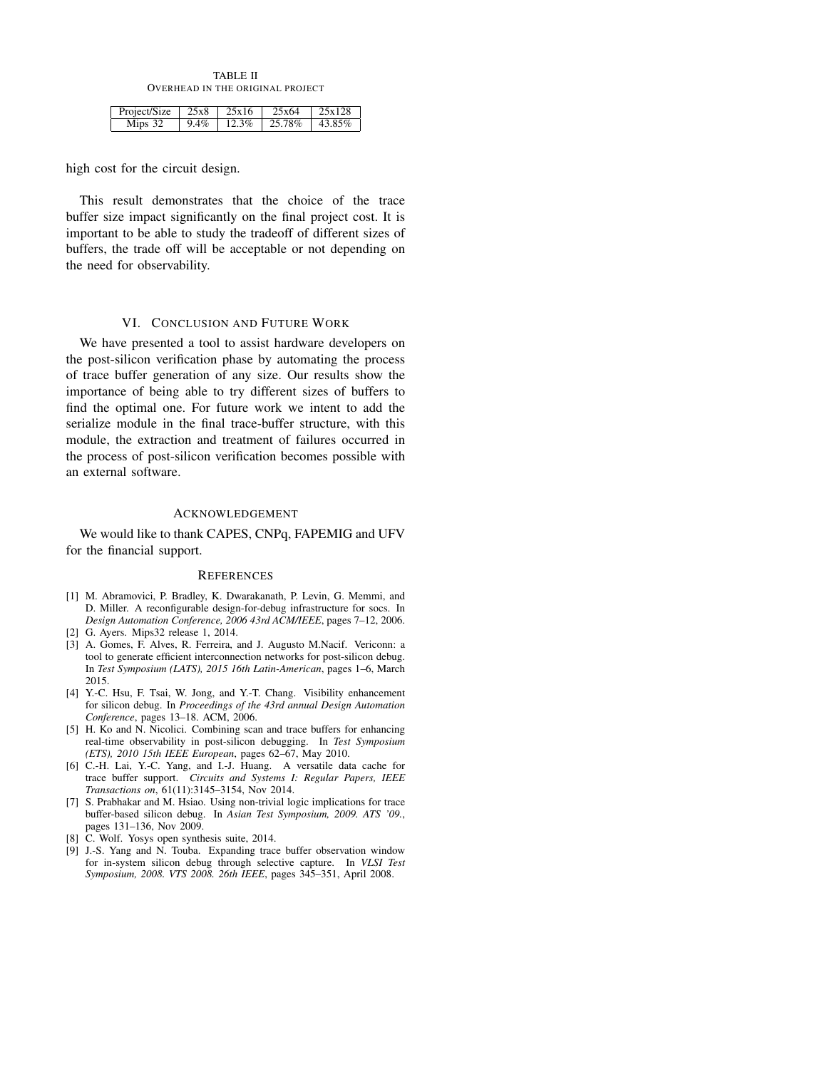TABLE II
OVERHEAD IN THE ORIGINAL PROJECT

| Project/Size | 25x8 | 25x16 | 25x64 | 25x128 |
|---|---|---|---|---|
| Mips 32 | 9.4% | 12.3% | 25.78% | 43.85% |

high cost for the circuit design.

This result demonstrates that the choice of the trace buffer size impact significantly on the final project cost. It is important to be able to study the tradeoff of different sizes of buffers, the trade off will be acceptable or not depending on the need for observability.

## VI. Conclusion and Future Work

We have presented a tool to assist hardware developers on the post-silicon verification phase by automating the process of trace buffer generation of any size. Our results show the importance of being able to try different sizes of buffers to find the optimal one. For future work we intent to add the serialize module in the final trace-buffer structure, with this module, the extraction and treatment of failures occurred in the process of post-silicon verification becomes possible with an external software.

## Acknowledgement

We would like to thank CAPES, CNPq, FAPEMIG and UFV for the financial support.

## References

[1] M. Abramovici, P. Bradley, K. Dwarakanath, P. Levin, G. Memmi, and D. Miller. A reconfigurable design-for-debug infrastructure for socs. In *Design Automation Conference, 2006 43rd ACM/IEEE*, pages 7–12, 2006.

[2] G. Ayers. Mips32 release 1, 2014.

[3] A. Gomes, F. Alves, R. Ferreira, and J. Augusto M.Nacif. Vericonn: a tool to generate efficient interconnection networks for post-silicon debug. In *Test Symposium (LATS), 2015 16th Latin-American*, pages 1–6, March 2015.

[4] Y.-C. Hsu, F. Tsai, W. Jong, and Y.-T. Chang. Visibility enhancement for silicon debug. In *Proceedings of the 43rd annual Design Automation Conference*, pages 13–18. ACM, 2006.

[5] H. Ko and N. Nicolici. Combining scan and trace buffers for enhancing real-time observability in post-silicon debugging. In *Test Symposium (ETS), 2010 15th IEEE European*, pages 62–67, May 2010.

[6] C.-H. Lai, Y.-C. Yang, and I.-J. Huang. A versatile data cache for trace buffer support. *Circuits and Systems I: Regular Papers, IEEE Transactions on*, 61(11):3145–3154, Nov 2014.

[7] S. Prabhakar and M. Hsiao. Using non-trivial logic implications for trace buffer-based silicon debug. In *Asian Test Symposium, 2009. ATS '09.*, pages 131–136, Nov 2009.

[8] C. Wolf. Yosys open synthesis suite, 2014.

[9] J.-S. Yang and N. Touba. Expanding trace buffer observation window for in-system silicon debug through selective capture. In *VLSI Test Symposium, 2008. VTS 2008. 26th IEEE*, pages 345–351, April 2008.